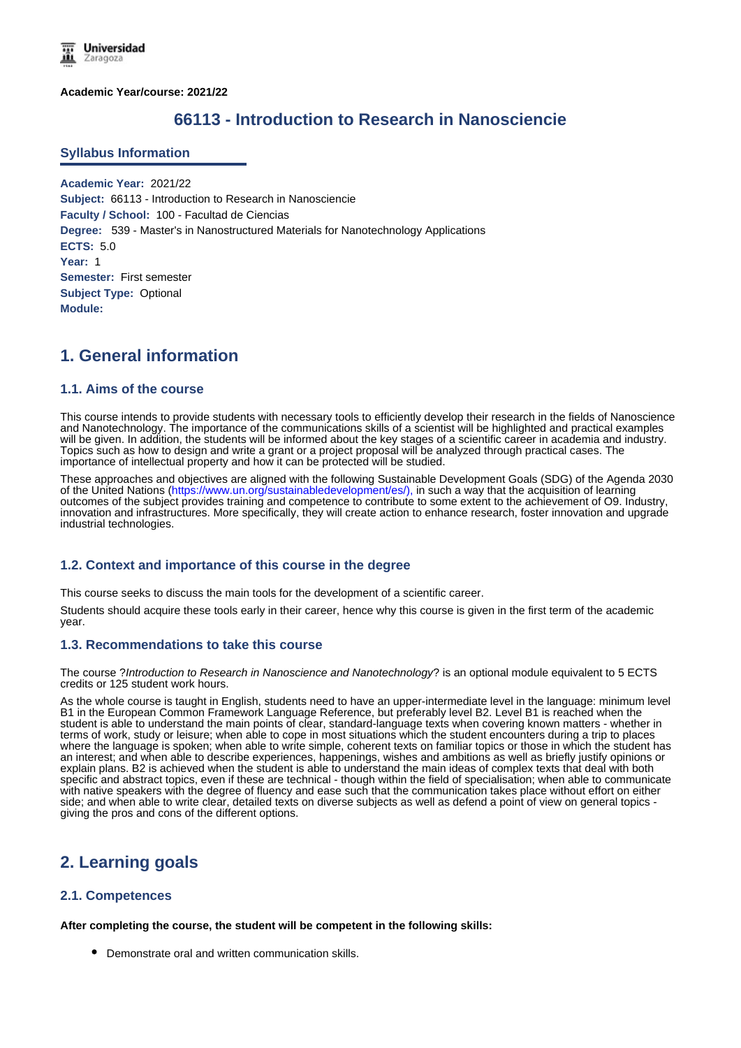**Academic Year/course: 2021/22**

# 66113 - Introduction to Research in Nanosciencie

## Syllabus Information

**Academic Year:** 2021/22
**Subject:** 66113 - Introduction to Research in Nanosciencie
**Faculty / School:** 100 - Facultad de Ciencias
**Degree:** 539 - Master's in Nanostructured Materials for Nanotechnology Applications
**ECTS:** 5.0
**Year:** 1
**Semester:** First semester
**Subject Type:** Optional
**Module:**

## 1. General information

### 1.1. Aims of the course

This course intends to provide students with necessary tools to efficiently develop their research in the fields of Nanoscience and Nanotechnology. The importance of the communications skills of a scientist will be highlighted and practical examples will be given. In addition, the students will be informed about the key stages of a scientific career in academia and industry. Topics such as how to design and write a grant or a project proposal will be analyzed through practical cases. The importance of intellectual property and how it can be protected will be studied.

These approaches and objectives are aligned with the following Sustainable Development Goals (SDG) of the Agenda 2030 of the United Nations (https://www.un.org/sustainabledevelopment/es/), in such a way that the acquisition of learning outcomes of the subject provides training and competence to contribute to some extent to the achievement of O9. Industry, innovation and infrastructures. More specifically, they will create action to enhance research, foster innovation and upgrade industrial technologies.

### 1.2. Context and importance of this course in the degree

This course seeks to discuss the main tools for the development of a scientific career.

Students should acquire these tools early in their career, hence why this course is given in the first term of the academic year.

### 1.3. Recommendations to take this course

The course ?*Introduction to Research in Nanoscience and Nanotechnology*? is an optional module equivalent to 5 ECTS credits or 125 student work hours.

As the whole course is taught in English, students need to have an upper-intermediate level in the language: minimum level B1 in the European Common Framework Language Reference, but preferably level B2. Level B1 is reached when the student is able to understand the main points of clear, standard-language texts when covering known matters - whether in terms of work, study or leisure; when able to cope in most situations which the student encounters during a trip to places where the language is spoken; when able to write simple, coherent texts on familiar topics or those in which the student has an interest; and when able to describe experiences, happenings, wishes and ambitions as well as briefly justify opinions or explain plans. B2 is achieved when the student is able to understand the main ideas of complex texts that deal with both specific and abstract topics, even if these are technical - though within the field of specialisation; when able to communicate with native speakers with the degree of fluency and ease such that the communication takes place without effort on either side; and when able to write clear, detailed texts on diverse subjects as well as defend a point of view on general topics - giving the pros and cons of the different options.

## 2. Learning goals

### 2.1. Competences

**After completing the course, the student will be competent in the following skills:**

- Demonstrate oral and written communication skills.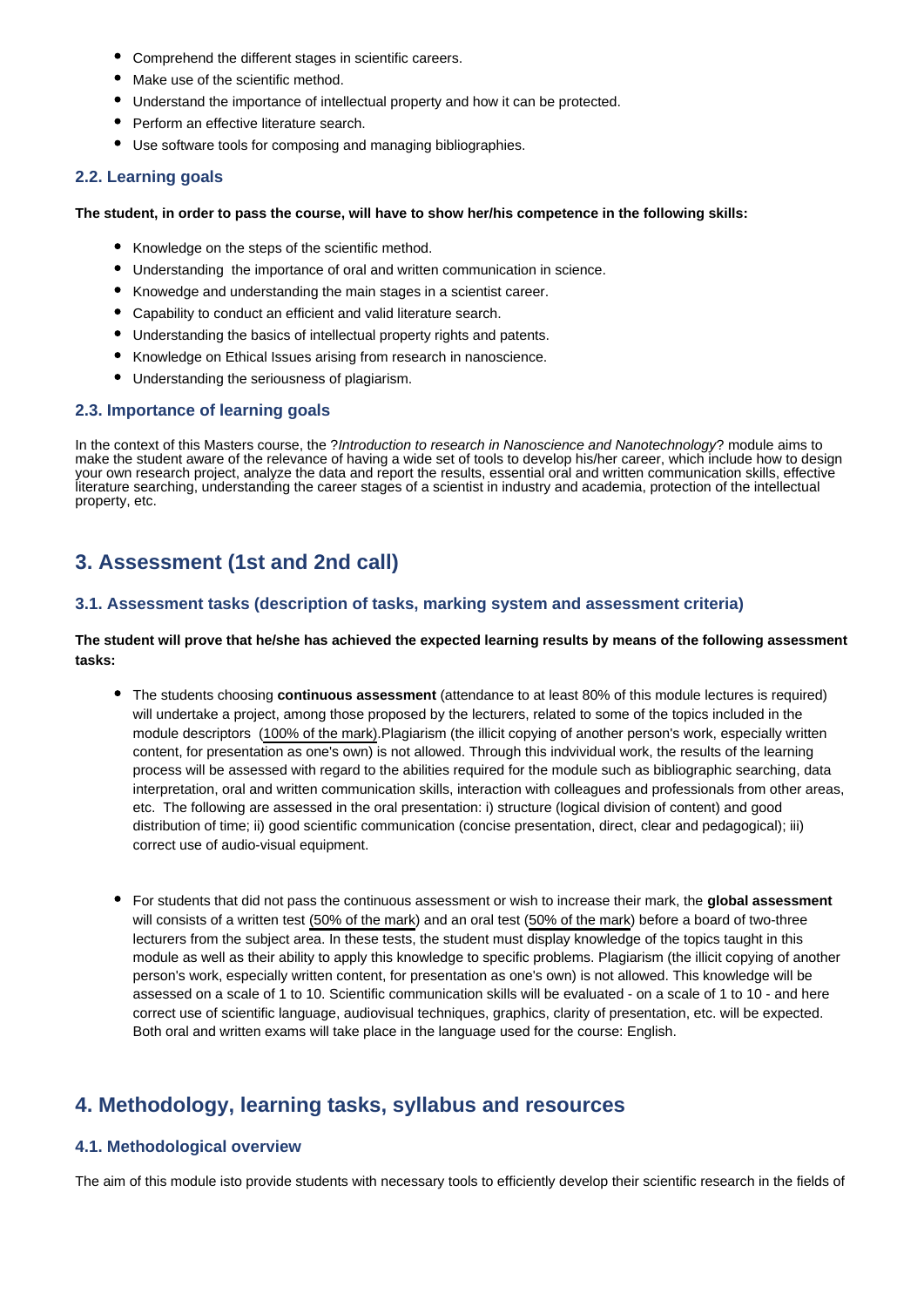- Comprehend the different stages in scientific careers.
- Make use of the scientific method.
- Understand the importance of intellectual property and how it can be protected.
- Perform an effective literature search.
- Use software tools for composing and managing bibliographies.

### 2.2. Learning goals

**The student, in order to pass the course, will have to show her/his competence in the following skills:**

- Knowledge on the steps of the scientific method.
- Understanding  the importance of oral and written communication in science.
- Knowedge and understanding the main stages in a scientist career.
- Capability to conduct an efficient and valid literature search.
- Understanding the basics of intellectual property rights and patents.
- Knowledge on Ethical Issues arising from research in nanoscience.
- Understanding the seriousness of plagiarism.

### 2.3. Importance of learning goals

In the context of this Masters course, the ?*Introduction to research in Nanoscience and Nanotechnology*? module aims to make the student aware of the relevance of having a wide set of tools to develop his/her career, which include how to design your own research project, analyze the data and report the results, essential oral and written communication skills, effective literature searching, understanding the career stages of a scientist in industry and academia, protection of the intellectual property, etc.

## 3. Assessment (1st and 2nd call)

### 3.1. Assessment tasks (description of tasks, marking system and assessment criteria)

**The student will prove that he/she has achieved the expected learning results by means of the following assessment tasks:**

- The students choosing **continuous assessment** (attendance to at least 80% of this module lectures is required) will undertake a project, among those proposed by the lecturers, related to some of the topics included in the module descriptors  (100% of the mark).Plagiarism (the illicit copying of another person's work, especially written content, for presentation as one's own) is not allowed. Through this indvividual work, the results of the learning process will be assessed with regard to the abilities required for the module such as bibliographic searching, data interpretation, oral and written communication skills, interaction with colleagues and professionals from other areas, etc.  The following are assessed in the oral presentation: i) structure (logical division of content) and good distribution of time; ii) good scientific communication (concise presentation, direct, clear and pedagogical); iii) correct use of audio-visual equipment.

- For students that did not pass the continuous assessment or wish to increase their mark, the **global assessment** will consists of a written test (50% of the mark) and an oral test (50% of the mark) before a board of two-three lecturers from the subject area. In these tests, the student must display knowledge of the topics taught in this module as well as their ability to apply this knowledge to specific problems. Plagiarism (the illicit copying of another person's work, especially written content, for presentation as one's own) is not allowed. This knowledge will be assessed on a scale of 1 to 10. Scientific communication skills will be evaluated - on a scale of 1 to 10 - and here correct use of scientific language, audiovisual techniques, graphics, clarity of presentation, etc. will be expected. Both oral and written exams will take place in the language used for the course: English.

## 4. Methodology, learning tasks, syllabus and resources

### 4.1. Methodological overview

The aim of this module isto provide students with necessary tools to efficiently develop their scientific research in the fields of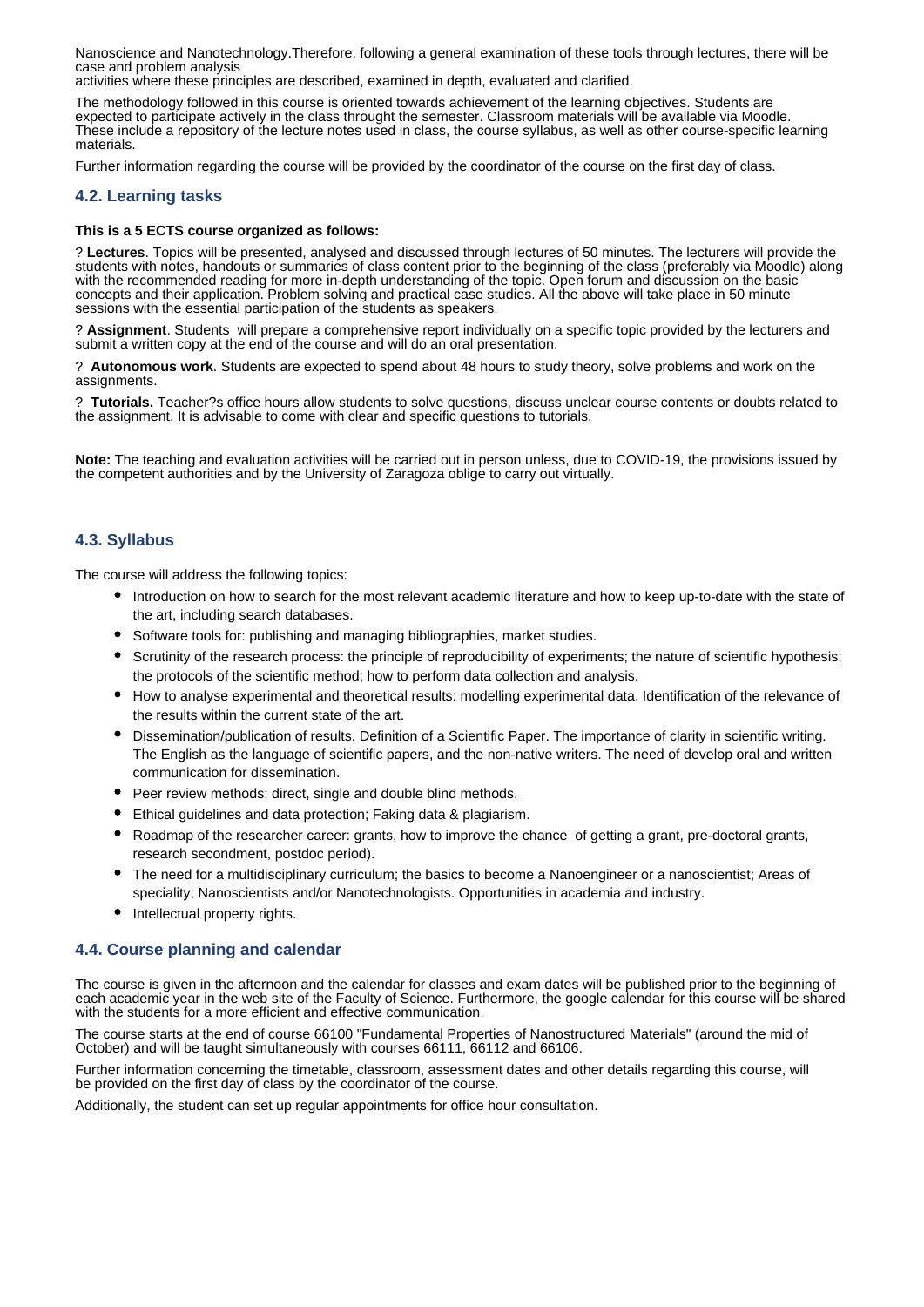Nanoscience and Nanotechnology.Therefore, following a general examination of these tools through lectures, there will be case and problem analysis
activities where these principles are described, examined in depth, evaluated and clarified.

The methodology followed in this course is oriented towards achievement of the learning objectives. Students are expected to participate actively in the class throught the semester. Classroom materials will be available via Moodle. These include a repository of the lecture notes used in class, the course syllabus, as well as other course-specific learning materials.

Further information regarding the course will be provided by the coordinator of the course on the first day of class.

### 4.2. Learning tasks

**This is a 5 ECTS course organized as follows:**

? **Lectures**. Topics will be presented, analysed and discussed through lectures of 50 minutes. The lecturers will provide the students with notes, handouts or summaries of class content prior to the beginning of the class (preferably via Moodle) along with the recommended reading for more in-depth understanding of the topic. Open forum and discussion on the basic concepts and their application. Problem solving and practical case studies. All the above will take place in 50 minute sessions with the essential participation of the students as speakers.

? **Assignment**. Students will prepare a comprehensive report individually on a specific topic provided by the lecturers and submit a written copy at the end of the course and will do an oral presentation.

? **Autonomous work**. Students are expected to spend about 48 hours to study theory, solve problems and work on the assignments.

? **Tutorials.** Teacher?s office hours allow students to solve questions, discuss unclear course contents or doubts related to the assignment. It is advisable to come with clear and specific questions to tutorials.

**Note:** The teaching and evaluation activities will be carried out in person unless, due to COVID-19, the provisions issued by the competent authorities and by the University of Zaragoza oblige to carry out virtually.

### 4.3. Syllabus

The course will address the following topics:

- Introduction on how to search for the most relevant academic literature and how to keep up-to-date with the state of the art, including search databases.
- Software tools for: publishing and managing bibliographies, market studies.
- Scrutinity of the research process: the principle of reproducibility of experiments; the nature of scientific hypothesis; the protocols of the scientific method; how to perform data collection and analysis.
- How to analyse experimental and theoretical results: modelling experimental data. Identification of the relevance of the results within the current state of the art.
- Dissemination/publication of results. Definition of a Scientific Paper. The importance of clarity in scientific writing. The English as the language of scientific papers, and the non-native writers. The need of develop oral and written communication for dissemination.
- Peer review methods: direct, single and double blind methods.
- Ethical guidelines and data protection; Faking data & plagiarism.
- Roadmap of the researcher career: grants, how to improve the chance of getting a grant, pre-doctoral grants, research secondment, postdoc period).
- The need for a multidisciplinary curriculum; the basics to become a Nanoengineer or a nanoscientist; Areas of speciality; Nanoscientists and/or Nanotechnologists. Opportunities in academia and industry.
- Intellectual property rights.

### 4.4. Course planning and calendar

The course is given in the afternoon and the calendar for classes and exam dates will be published prior to the beginning of each academic year in the web site of the Faculty of Science. Furthermore, the google calendar for this course will be shared with the students for a more efficient and effective communication.

The course starts at the end of course 66100 "Fundamental Properties of Nanostructured Materials" (around the mid of October) and will be taught simultaneously with courses 66111, 66112 and 66106.

Further information concerning the timetable, classroom, assessment dates and other details regarding this course, will be provided on the first day of class by the coordinator of the course.

Additionally, the student can set up regular appointments for office hour consultation.